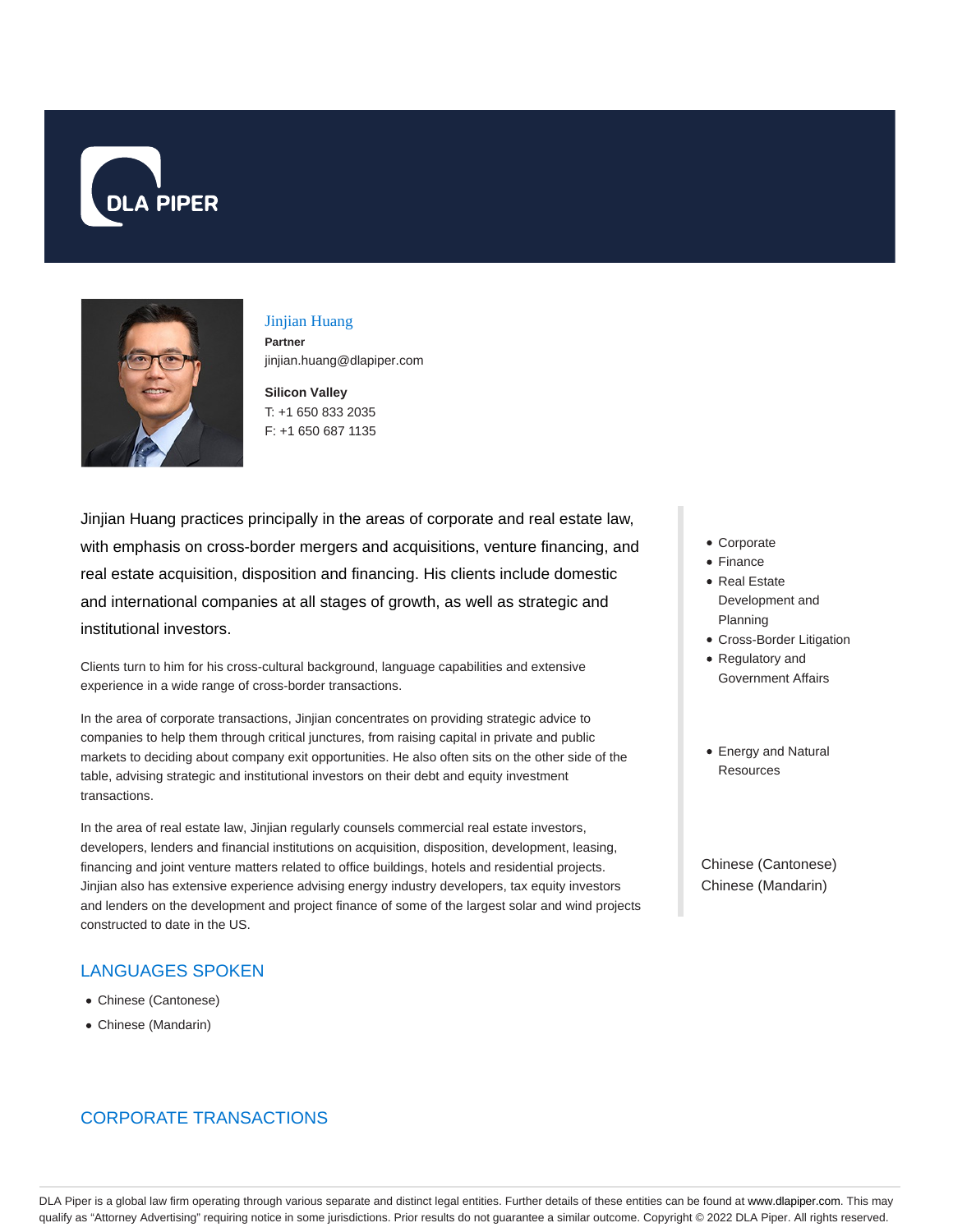# Jinjian Huang

**Partner**
jinjian.huang@dlapiper.com

**Silicon Valley**
T: +1 650 833 2035
F: +1 650 687 1135

Jinjian Huang practices principally in the areas of corporate and real estate law, with emphasis on cross-border mergers and acquisitions, venture financing, and real estate acquisition, disposition and financing. His clients include domestic and international companies at all stages of growth, as well as strategic and institutional investors.

Clients turn to him for his cross-cultural background, language capabilities and extensive experience in a wide range of cross-border transactions.

In the area of corporate transactions, Jinjian concentrates on providing strategic advice to companies to help them through critical junctures, from raising capital in private and public markets to deciding about company exit opportunities. He also often sits on the other side of the table, advising strategic and institutional investors on their debt and equity investment transactions.

In the area of real estate law, Jinjian regularly counsels commercial real estate investors, developers, lenders and financial institutions on acquisition, disposition, development, leasing, financing and joint venture matters related to office buildings, hotels and residential projects. Jinjian also has extensive experience advising energy industry developers, tax equity investors and lenders on the development and project finance of some of the largest solar and wind projects constructed to date in the US.

- Corporate
- Finance
- Real Estate Development and Planning
- Cross-Border Litigation
- Regulatory and Government Affairs

- Energy and Natural Resources

Chinese (Cantonese)
Chinese (Mandarin)

## LANGUAGES SPOKEN

- Chinese (Cantonese)
- Chinese (Mandarin)

## CORPORATE TRANSACTIONS

DLA Piper is a global law firm operating through various separate and distinct legal entities. Further details of these entities can be found at www.dlapiper.com. This may qualify as "Attorney Advertising" requiring notice in some jurisdictions. Prior results do not guarantee a similar outcome. Copyright © 2022 DLA Piper. All rights reserved.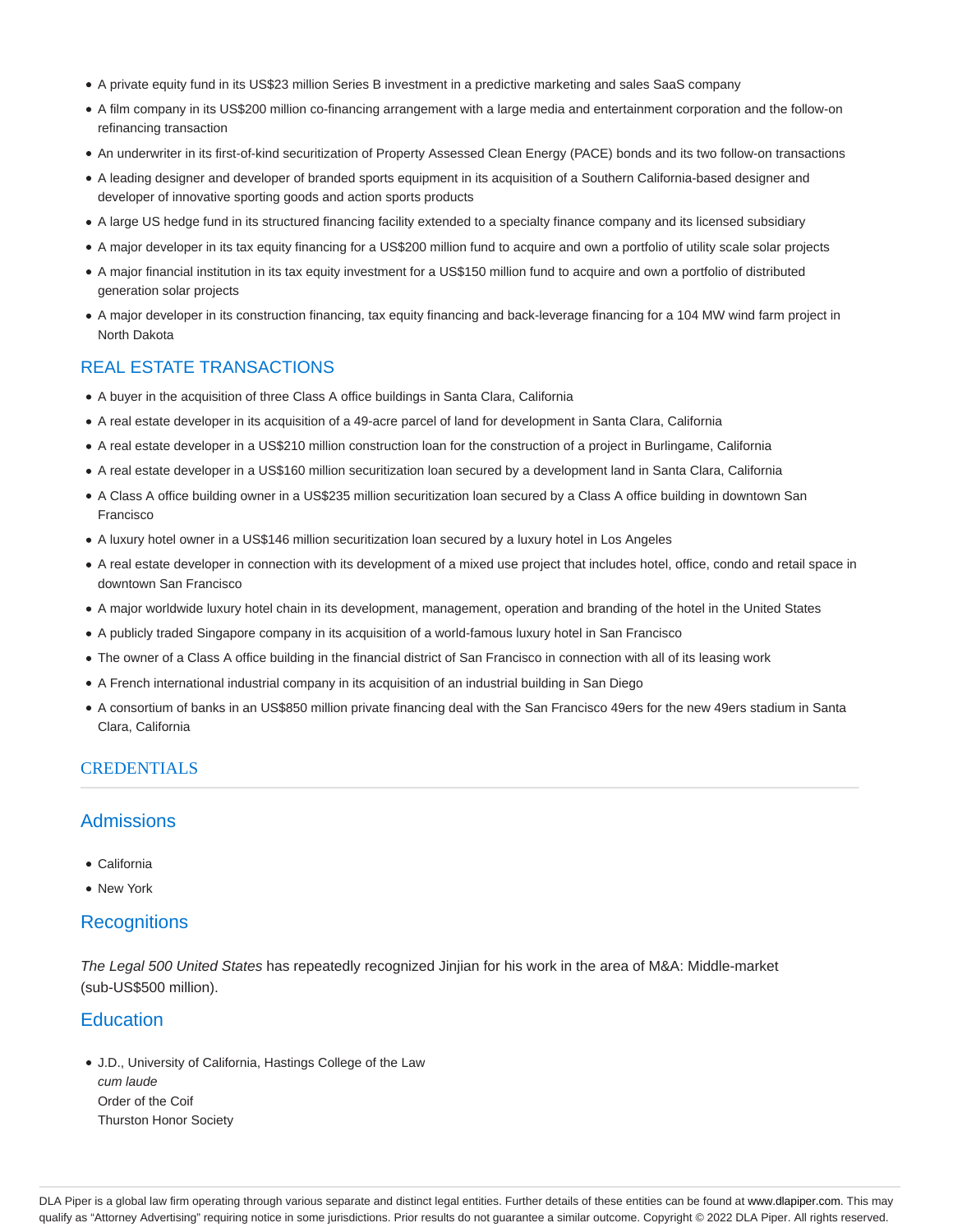- A private equity fund in its US$23 million Series B investment in a predictive marketing and sales SaaS company
- A film company in its US$200 million co-financing arrangement with a large media and entertainment corporation and the follow-on refinancing transaction
- An underwriter in its first-of-kind securitization of Property Assessed Clean Energy (PACE) bonds and its two follow-on transactions
- A leading designer and developer of branded sports equipment in its acquisition of a Southern California-based designer and developer of innovative sporting goods and action sports products
- A large US hedge fund in its structured financing facility extended to a specialty finance company and its licensed subsidiary
- A major developer in its tax equity financing for a US$200 million fund to acquire and own a portfolio of utility scale solar projects
- A major financial institution in its tax equity investment for a US$150 million fund to acquire and own a portfolio of distributed generation solar projects
- A major developer in its construction financing, tax equity financing and back-leverage financing for a 104 MW wind farm project in North Dakota

## REAL ESTATE TRANSACTIONS

- A buyer in the acquisition of three Class A office buildings in Santa Clara, California
- A real estate developer in its acquisition of a 49-acre parcel of land for development in Santa Clara, California
- A real estate developer in a US$210 million construction loan for the construction of a project in Burlingame, California
- A real estate developer in a US$160 million securitization loan secured by a development land in Santa Clara, California
- A Class A office building owner in a US$235 million securitization loan secured by a Class A office building in downtown San Francisco
- A luxury hotel owner in a US$146 million securitization loan secured by a luxury hotel in Los Angeles
- A real estate developer in connection with its development of a mixed use project that includes hotel, office, condo and retail space in downtown San Francisco
- A major worldwide luxury hotel chain in its development, management, operation and branding of the hotel in the United States
- A publicly traded Singapore company in its acquisition of a world-famous luxury hotel in San Francisco
- The owner of a Class A office building in the financial district of San Francisco in connection with all of its leasing work
- A French international industrial company in its acquisition of an industrial building in San Diego
- A consortium of banks in an US$850 million private financing deal with the San Francisco 49ers for the new 49ers stadium in Santa Clara, California

# CREDENTIALS

## Admissions

- California
- New York

## Recognitions

*The Legal 500 United States* has repeatedly recognized Jinjian for his work in the area of M&A: Middle-market (sub-US$500 million).

## Education

- J.D., University of California, Hastings College of the Law
  *cum laude*
  Order of the Coif
  Thurston Honor Society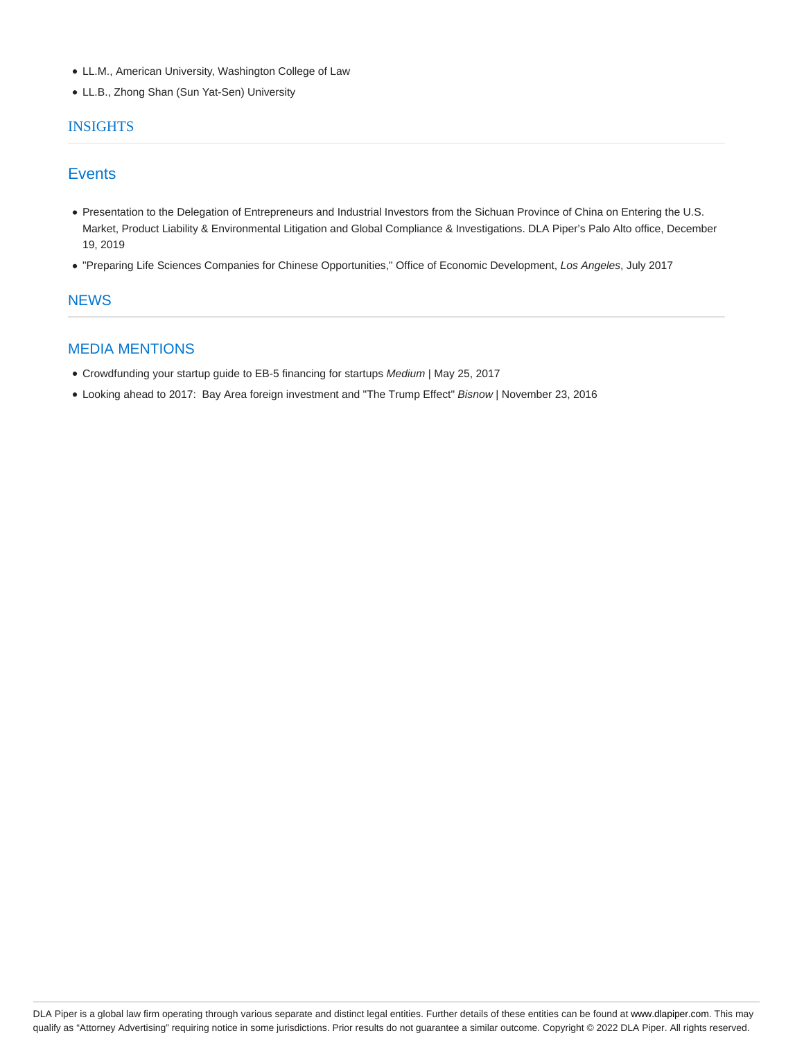- LL.M., American University, Washington College of Law
- LL.B., Zhong Shan (Sun Yat-Sen) University

## INSIGHTS

### Events

- Presentation to the Delegation of Entrepreneurs and Industrial Investors from the Sichuan Province of China on Entering the U.S. Market, Product Liability & Environmental Litigation and Global Compliance & Investigations. DLA Piper's Palo Alto office, December 19, 2019
- "Preparing Life Sciences Companies for Chinese Opportunities," Office of Economic Development, *Los Angeles*, July 2017

## NEWS

### MEDIA MENTIONS

- Crowdfunding your startup guide to EB-5 financing for startups *Medium* | May 25, 2017
- Looking ahead to 2017: Bay Area foreign investment and "The Trump Effect" *Bisnow* | November 23, 2016

DLA Piper is a global law firm operating through various separate and distinct legal entities. Further details of these entities can be found at www.dlapiper.com. This may qualify as "Attorney Advertising" requiring notice in some jurisdictions. Prior results do not guarantee a similar outcome. Copyright © 2022 DLA Piper. All rights reserved.